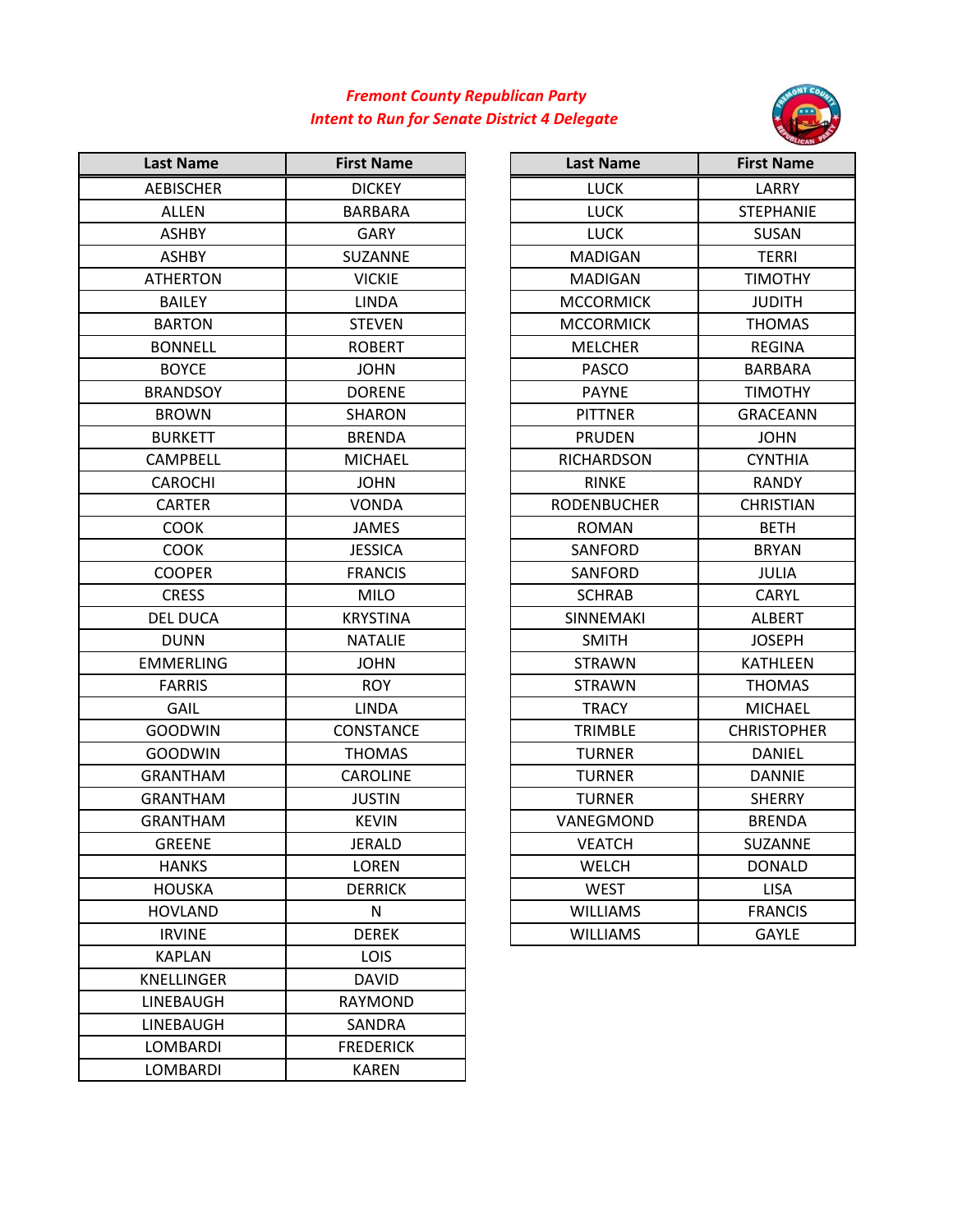***Fremont County Republican Party***
***Intent to Run for Senate District 4 Delegate***

| Last Name | First Name |
| --- | --- |
| AEBISCHER | DICKEY |
| ALLEN | BARBARA |
| ASHBY | GARY |
| ASHBY | SUZANNE |
| ATHERTON | VICKIE |
| BAILEY | LINDA |
| BARTON | STEVEN |
| BONNELL | ROBERT |
| BOYCE | JOHN |
| BRANDSOY | DORENE |
| BROWN | SHARON |
| BURKETT | BRENDA |
| CAMPBELL | MICHAEL |
| CAROCHI | JOHN |
| CARTER | VONDA |
| COOK | JAMES |
| COOK | JESSICA |
| COOPER | FRANCIS |
| CRESS | MILO |
| DEL DUCA | KRYSTINA |
| DUNN | NATALIE |
| EMMERLING | JOHN |
| FARRIS | ROY |
| GAIL | LINDA |
| GOODWIN | CONSTANCE |
| GOODWIN | THOMAS |
| GRANTHAM | CAROLINE |
| GRANTHAM | JUSTIN |
| GRANTHAM | KEVIN |
| GREENE | JERALD |
| HANKS | LOREN |
| HOUSKA | DERRICK |
| HOVLAND | N |
| IRVINE | DEREK |
| KAPLAN | LOIS |
| KNELLINGER | DAVID |
| LINEBAUGH | RAYMOND |
| LINEBAUGH | SANDRA |
| LOMBARDI | FREDERICK |
| LOMBARDI | KAREN |
| LUCK | LARRY |
| LUCK | STEPHANIE |
| LUCK | SUSAN |
| MADIGAN | TERRI |
| MADIGAN | TIMOTHY |
| MCCORMICK | JUDITH |
| MCCORMICK | THOMAS |
| MELCHER | REGINA |
| PASCO | BARBARA |
| PAYNE | TIMOTHY |
| PITTNER | GRACEANN |
| PRUDEN | JOHN |
| RICHARDSON | CYNTHIA |
| RINKE | RANDY |
| RODENBUCHER | CHRISTIAN |
| ROMAN | BETH |
| SANFORD | BRYAN |
| SANFORD | JULIA |
| SCHRAB | CARYL |
| SINNEMAKI | ALBERT |
| SMITH | JOSEPH |
| STRAWN | KATHLEEN |
| STRAWN | THOMAS |
| TRACY | MICHAEL |
| TRIMBLE | CHRISTOPHER |
| TURNER | DANIEL |
| TURNER | DANNIE |
| TURNER | SHERRY |
| VANEGMOND | BRENDA |
| VEATCH | SUZANNE |
| WELCH | DONALD |
| WEST | LISA |
| WILLIAMS | FRANCIS |
| WILLIAMS | GAYLE |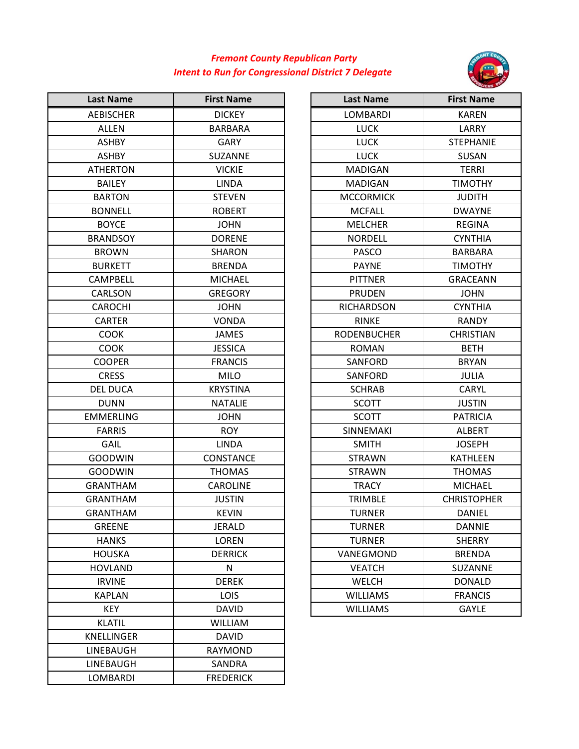***Fremont County Republican Party***
***Intent to Run for Congressional District 7 Delegate***

| Last Name | First Name |
|---|---|
| AEBISCHER | DICKEY |
| ALLEN | BARBARA |
| ASHBY | GARY |
| ASHBY | SUZANNE |
| ATHERTON | VICKIE |
| BAILEY | LINDA |
| BARTON | STEVEN |
| BONNELL | ROBERT |
| BOYCE | JOHN |
| BRANDSOY | DORENE |
| BROWN | SHARON |
| BURKETT | BRENDA |
| CAMPBELL | MICHAEL |
| CARLSON | GREGORY |
| CAROCHI | JOHN |
| CARTER | VONDA |
| COOK | JAMES |
| COOK | JESSICA |
| COOPER | FRANCIS |
| CRESS | MILO |
| DEL DUCA | KRYSTINA |
| DUNN | NATALIE |
| EMMERLING | JOHN |
| FARRIS | ROY |
| GAIL | LINDA |
| GOODWIN | CONSTANCE |
| GOODWIN | THOMAS |
| GRANTHAM | CAROLINE |
| GRANTHAM | JUSTIN |
| GRANTHAM | KEVIN |
| GREENE | JERALD |
| HANKS | LOREN |
| HOUSKA | DERRICK |
| HOVLAND | N |
| IRVINE | DEREK |
| KAPLAN | LOIS |
| KEY | DAVID |
| KLATIL | WILLIAM |
| KNELLINGER | DAVID |
| LINEBAUGH | RAYMOND |
| LINEBAUGH | SANDRA |
| LOMBARDI | FREDERICK |

| Last Name | First Name |
|---|---|
| LOMBARDI | KAREN |
| LUCK | LARRY |
| LUCK | STEPHANIE |
| LUCK | SUSAN |
| MADIGAN | TERRI |
| MADIGAN | TIMOTHY |
| MCCORMICK | JUDITH |
| MCFALL | DWAYNE |
| MELCHER | REGINA |
| NORDELL | CYNTHIA |
| PASCO | BARBARA |
| PAYNE | TIMOTHY |
| PITTNER | GRACEANN |
| PRUDEN | JOHN |
| RICHARDSON | CYNTHIA |
| RINKE | RANDY |
| RODENBUCHER | CHRISTIAN |
| ROMAN | BETH |
| SANFORD | BRYAN |
| SANFORD | JULIA |
| SCHRAB | CARYL |
| SCOTT | JUSTIN |
| SCOTT | PATRICIA |
| SINNEMAKI | ALBERT |
| SMITH | JOSEPH |
| STRAWN | KATHLEEN |
| STRAWN | THOMAS |
| TRACY | MICHAEL |
| TRIMBLE | CHRISTOPHER |
| TURNER | DANIEL |
| TURNER | DANNIE |
| TURNER | SHERRY |
| VANEGMOND | BRENDA |
| VEATCH | SUZANNE |
| WELCH | DONALD |
| WILLIAMS | FRANCIS |
| WILLIAMS | GAYLE |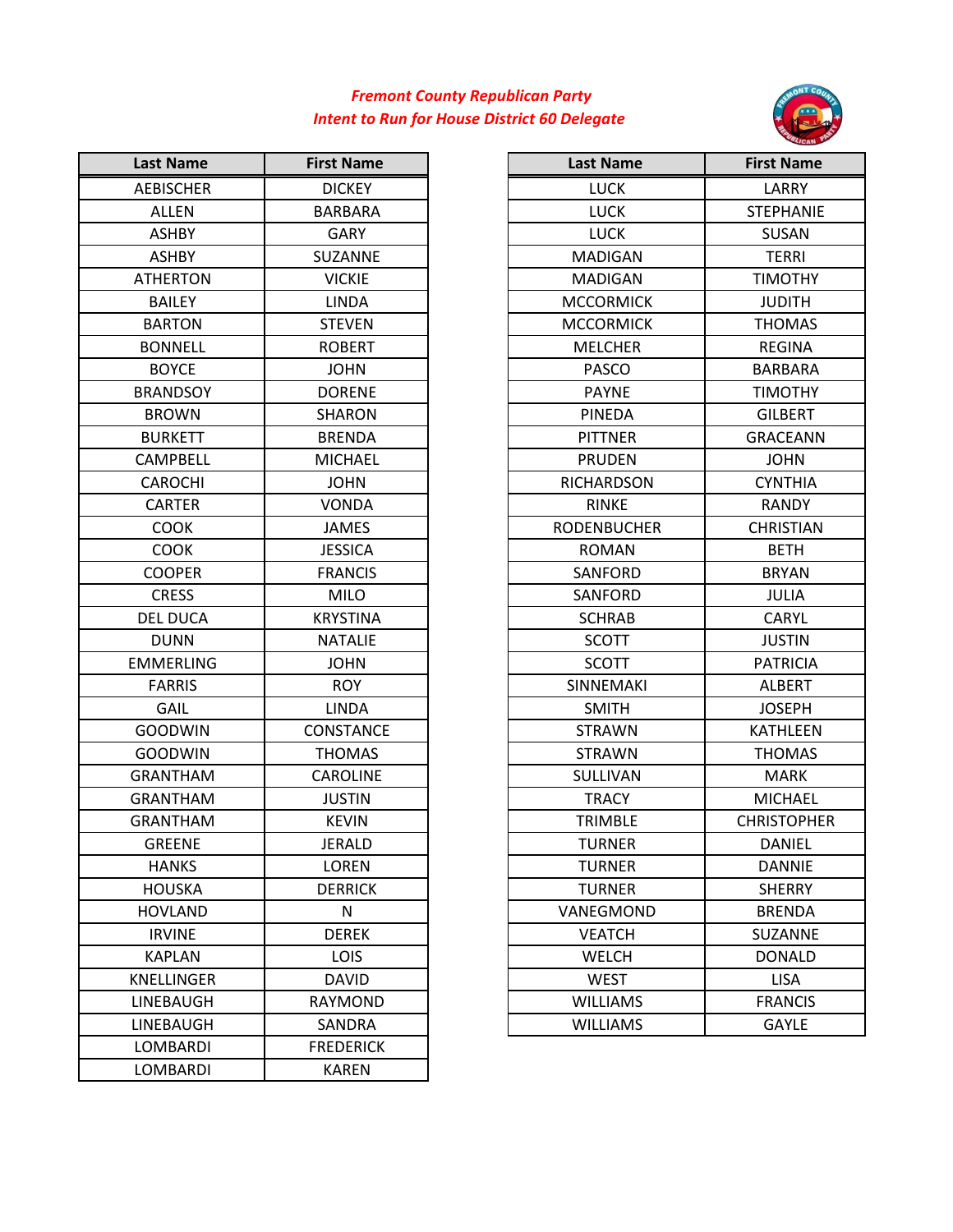*Fremont County Republican Party*
*Intent to Run for House District 60 Delegate*

| Last Name | First Name |
|---|---|
| AEBISCHER | DICKEY |
| ALLEN | BARBARA |
| ASHBY | GARY |
| ASHBY | SUZANNE |
| ATHERTON | VICKIE |
| BAILEY | LINDA |
| BARTON | STEVEN |
| BONNELL | ROBERT |
| BOYCE | JOHN |
| BRANDSOY | DORENE |
| BROWN | SHARON |
| BURKETT | BRENDA |
| CAMPBELL | MICHAEL |
| CAROCHI | JOHN |
| CARTER | VONDA |
| COOK | JAMES |
| COOK | JESSICA |
| COOPER | FRANCIS |
| CRESS | MILO |
| DEL DUCA | KRYSTINA |
| DUNN | NATALIE |
| EMMERLING | JOHN |
| FARRIS | ROY |
| GAIL | LINDA |
| GOODWIN | CONSTANCE |
| GOODWIN | THOMAS |
| GRANTHAM | CAROLINE |
| GRANTHAM | JUSTIN |
| GRANTHAM | KEVIN |
| GREENE | JERALD |
| HANKS | LOREN |
| HOUSKA | DERRICK |
| HOVLAND | N |
| IRVINE | DEREK |
| KAPLAN | LOIS |
| KNELLINGER | DAVID |
| LINEBAUGH | RAYMOND |
| LINEBAUGH | SANDRA |
| LOMBARDI | FREDERICK |
| LOMBARDI | KAREN |
| LUCK | LARRY |
| LUCK | STEPHANIE |
| LUCK | SUSAN |
| MADIGAN | TERRI |
| MADIGAN | TIMOTHY |
| MCCORMICK | JUDITH |
| MCCORMICK | THOMAS |
| MELCHER | REGINA |
| PASCO | BARBARA |
| PAYNE | TIMOTHY |
| PINEDA | GILBERT |
| PITTNER | GRACEANN |
| PRUDEN | JOHN |
| RICHARDSON | CYNTHIA |
| RINKE | RANDY |
| RODENBUCHER | CHRISTIAN |
| ROMAN | BETH |
| SANFORD | BRYAN |
| SANFORD | JULIA |
| SCHRAB | CARYL |
| SCOTT | JUSTIN |
| SCOTT | PATRICIA |
| SINNEMAKI | ALBERT |
| SMITH | JOSEPH |
| STRAWN | KATHLEEN |
| STRAWN | THOMAS |
| SULLIVAN | MARK |
| TRACY | MICHAEL |
| TRIMBLE | CHRISTOPHER |
| TURNER | DANIEL |
| TURNER | DANNIE |
| TURNER | SHERRY |
| VANEGMOND | BRENDA |
| VEATCH | SUZANNE |
| WELCH | DONALD |
| WEST | LISA |
| WILLIAMS | FRANCIS |
| WILLIAMS | GAYLE |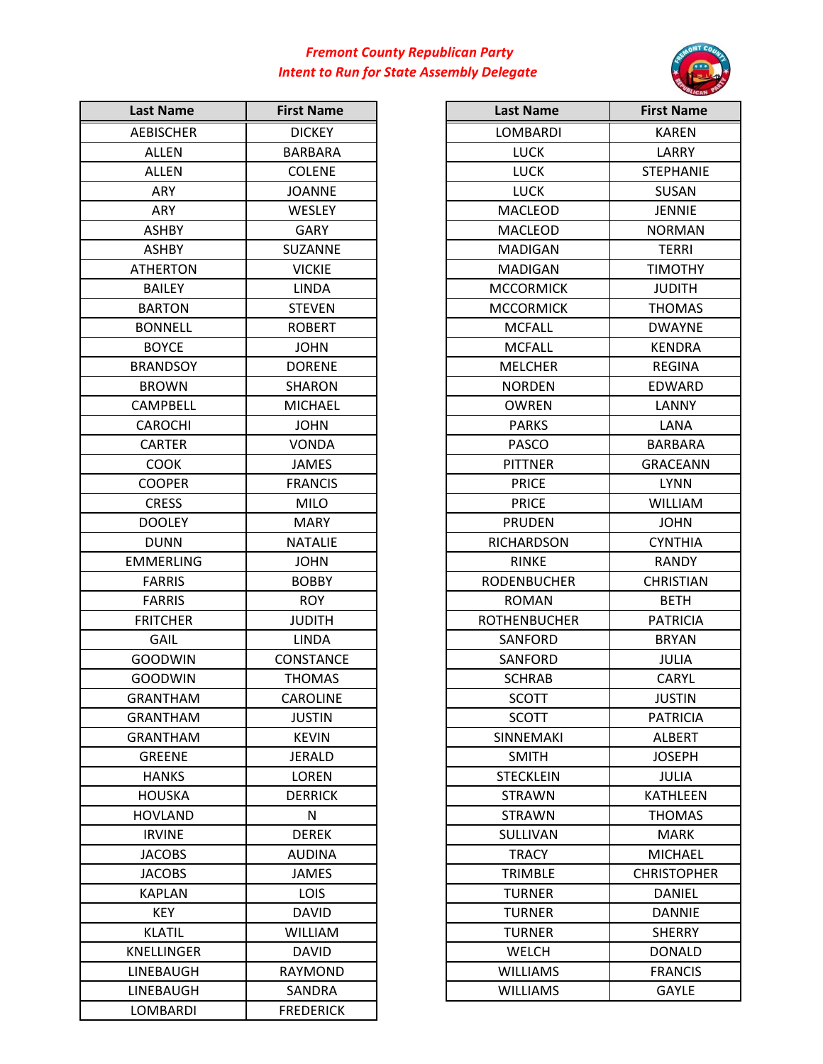*Fremont County Republican Party*
*Intent to Run for State Assembly Delegate*

| Last Name | First Name |
|---|---|
| AEBISCHER | DICKEY |
| ALLEN | BARBARA |
| ALLEN | COLENE |
| ARY | JOANNE |
| ARY | WESLEY |
| ASHBY | GARY |
| ASHBY | SUZANNE |
| ATHERTON | VICKIE |
| BAILEY | LINDA |
| BARTON | STEVEN |
| BONNELL | ROBERT |
| BOYCE | JOHN |
| BRANDSOY | DORENE |
| BROWN | SHARON |
| CAMPBELL | MICHAEL |
| CAROCHI | JOHN |
| CARTER | VONDA |
| COOK | JAMES |
| COOPER | FRANCIS |
| CRESS | MILO |
| DOOLEY | MARY |
| DUNN | NATALIE |
| EMMERLING | JOHN |
| FARRIS | BOBBY |
| FARRIS | ROY |
| FRITCHER | JUDITH |
| GAIL | LINDA |
| GOODWIN | CONSTANCE |
| GOODWIN | THOMAS |
| GRANTHAM | CAROLINE |
| GRANTHAM | JUSTIN |
| GRANTHAM | KEVIN |
| GREENE | JERALD |
| HANKS | LOREN |
| HOUSKA | DERRICK |
| HOVLAND | N |
| IRVINE | DEREK |
| JACOBS | AUDINA |
| JACOBS | JAMES |
| KAPLAN | LOIS |
| KEY | DAVID |
| KLATIL | WILLIAM |
| KNELLINGER | DAVID |
| LINEBAUGH | RAYMOND |
| LINEBAUGH | SANDRA |
| LOMBARDI | FREDERICK |
| LOMBARDI | KAREN |
| LUCK | LARRY |
| LUCK | STEPHANIE |
| LUCK | SUSAN |
| MACLEOD | JENNIE |
| MACLEOD | NORMAN |
| MADIGAN | TERRI |
| MADIGAN | TIMOTHY |
| MCCORMICK | JUDITH |
| MCCORMICK | THOMAS |
| MCFALL | DWAYNE |
| MCFALL | KENDRA |
| MELCHER | REGINA |
| NORDEN | EDWARD |
| OWREN | LANNY |
| PARKS | LANA |
| PASCO | BARBARA |
| PITTNER | GRACEANN |
| PRICE | LYNN |
| PRICE | WILLIAM |
| PRUDEN | JOHN |
| RICHARDSON | CYNTHIA |
| RINKE | RANDY |
| RODENBUCHER | CHRISTIAN |
| ROMAN | BETH |
| ROTHENBUCHER | PATRICIA |
| SANFORD | BRYAN |
| SANFORD | JULIA |
| SCHRAB | CARYL |
| SCOTT | JUSTIN |
| SCOTT | PATRICIA |
| SINNEMAKI | ALBERT |
| SMITH | JOSEPH |
| STECKLEIN | JULIA |
| STRAWN | KATHLEEN |
| STRAWN | THOMAS |
| SULLIVAN | MARK |
| TRACY | MICHAEL |
| TRIMBLE | CHRISTOPHER |
| TURNER | DANIEL |
| TURNER | DANNIE |
| TURNER | SHERRY |
| WELCH | DONALD |
| WILLIAMS | FRANCIS |
| WILLIAMS | GAYLE |